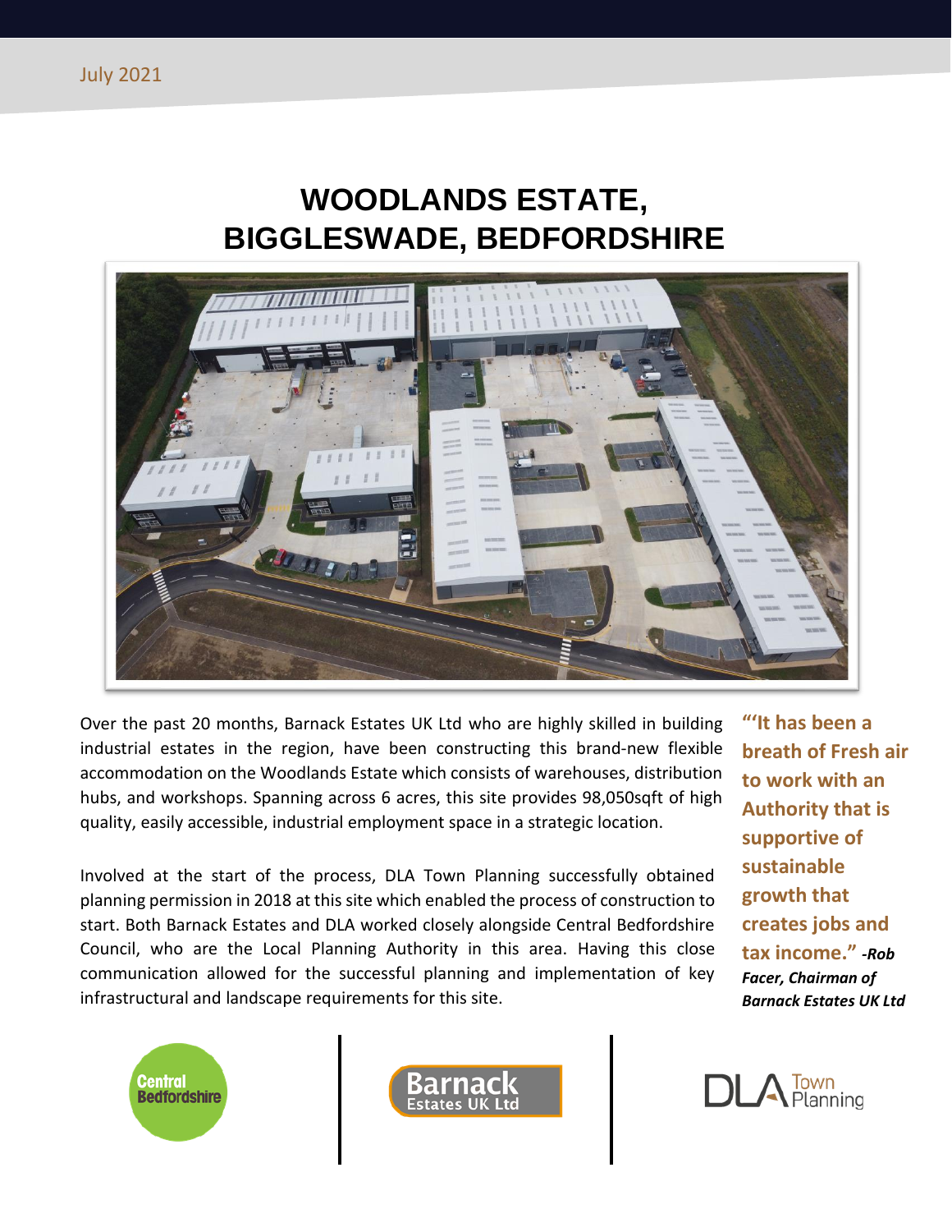July 2021

# WOODLANDS ESTATE, BIGGLESWADE, BEDFORDSHIRE

Over the past 20 months, Barnack Estates UK Ltd who are highly skilled in building industrial estates in the region, have been constructing this brand-new flexible accommodation on the Woodlands Estate which consists of warehouses, distribution hubs, and workshops. Spanning across 6 acres, this site provides 98,050sqft of high quality, easily accessible, industrial employment space in a strategic location.

Involved at the start of the process, DLA Town Planning successfully obtained planning permission in 2018 at this site which enabled the process of construction to start. Both Barnack Estates and DLA worked closely alongside Central Bedfordshire Council, who are the Local Planning Authority in this area. Having this close communication allowed for the successful planning and implementation of key infrastructural and landscape requirements for this site.

**"'It has been a breath of Fresh air to work with an Authority that is supportive of sustainable growth that creates jobs and tax income."** ***-Rob Facer, Chairman of Barnack Estates UK Ltd***

Central Bedfordshire | Barnack Estates UK Ltd | DLA Town Planning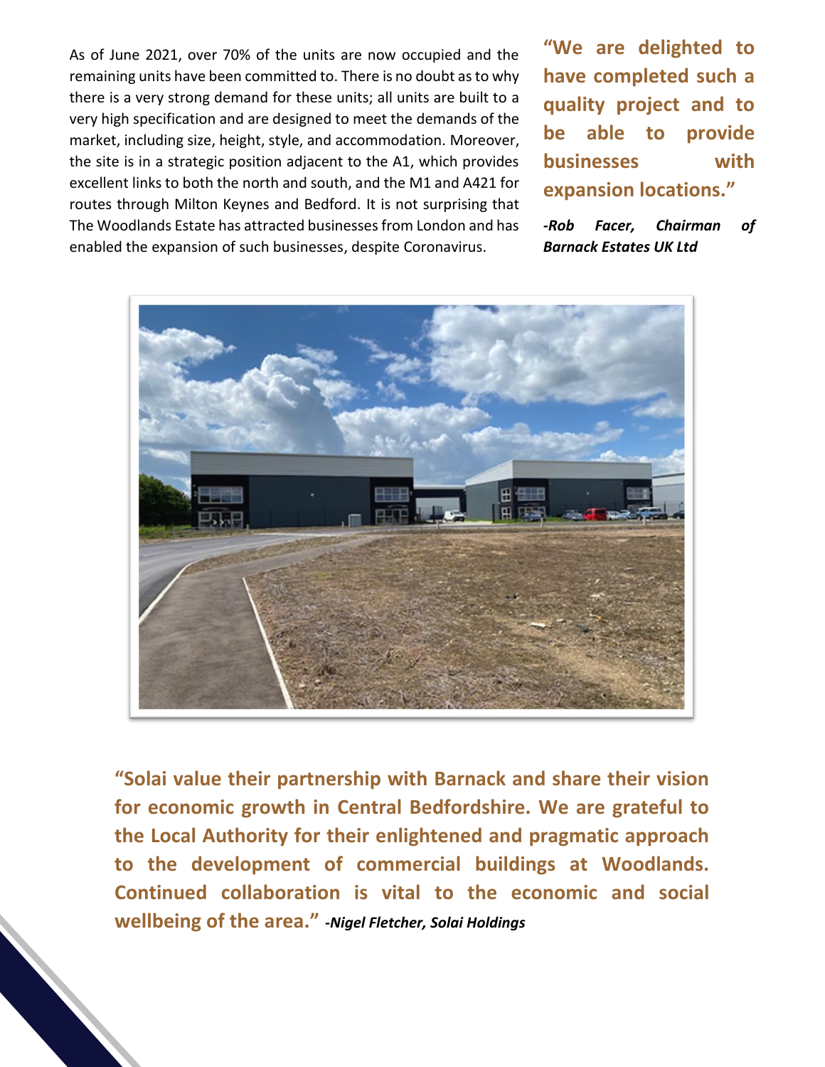As of June 2021, over 70% of the units are now occupied and the remaining units have been committed to. There is no doubt as to why there is a very strong demand for these units; all units are built to a very high specification and are designed to meet the demands of the market, including size, height, style, and accommodation. Moreover, the site is in a strategic position adjacent to the A1, which provides excellent links to both the north and south, and the M1 and A421 for routes through Milton Keynes and Bedford. It is not surprising that The Woodlands Estate has attracted businesses from London and has enabled the expansion of such businesses, despite Coronavirus.

**"We are delighted to have completed such a quality project and to be able to provide businesses with expansion locations."**

***-Rob Facer, Chairman of Barnack Estates UK Ltd***

**"Solai value their partnership with Barnack and share their vision for economic growth in Central Bedfordshire. We are grateful to the Local Authority for their enlightened and pragmatic approach to the development of commercial buildings at Woodlands. Continued collaboration is vital to the economic and social wellbeing of the area."** ***-Nigel Fletcher, Solai Holdings***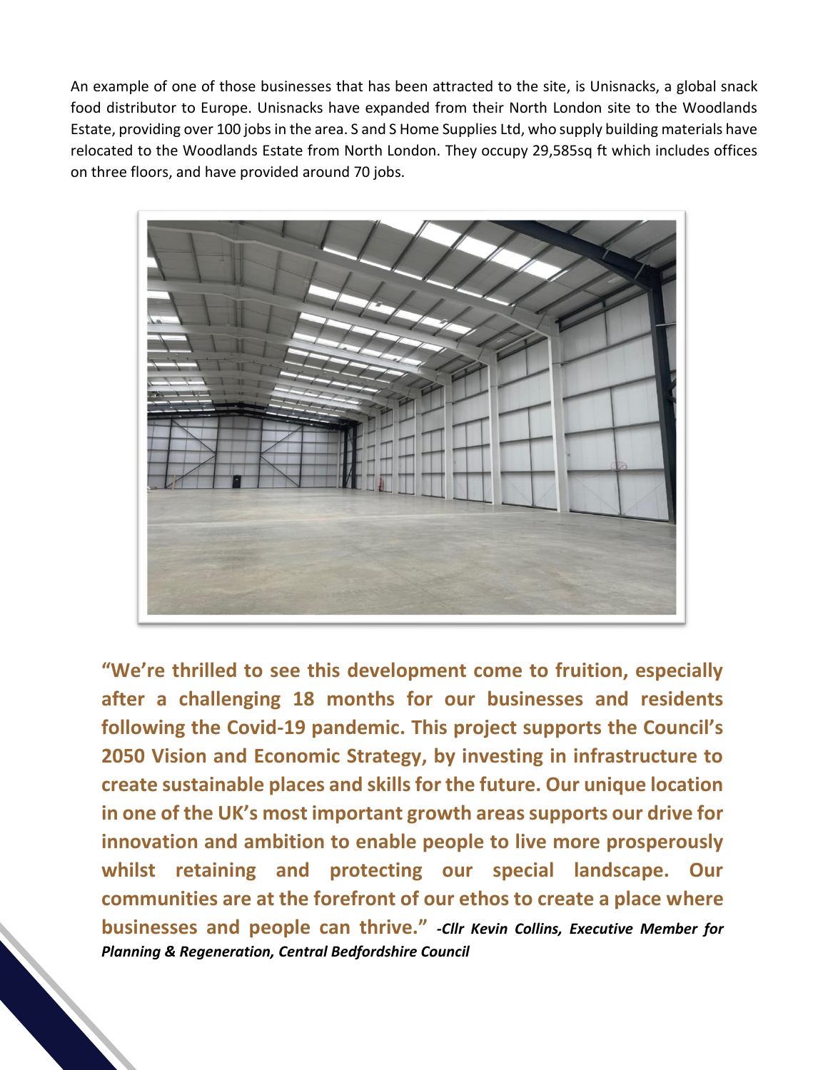An example of one of those businesses that has been attracted to the site, is Unisnacks, a global snack food distributor to Europe. Unisnacks have expanded from their North London site to the Woodlands Estate, providing over 100 jobs in the area. S and S Home Supplies Ltd, who supply building materials have relocated to the Woodlands Estate from North London. They occupy 29,585sq ft which includes offices on three floors, and have provided around 70 jobs.

**"We're thrilled to see this development come to fruition, especially after a challenging 18 months for our businesses and residents following the Covid-19 pandemic. This project supports the Council's 2050 Vision and Economic Strategy, by investing in infrastructure to create sustainable places and skills for the future. Our unique location in one of the UK's most important growth areas supports our drive for innovation and ambition to enable people to live more prosperously whilst retaining and protecting our special landscape. Our communities are at the forefront of our ethos to create a place where businesses and people can thrive."** ***-Cllr Kevin Collins, Executive Member for Planning & Regeneration, Central Bedfordshire Council***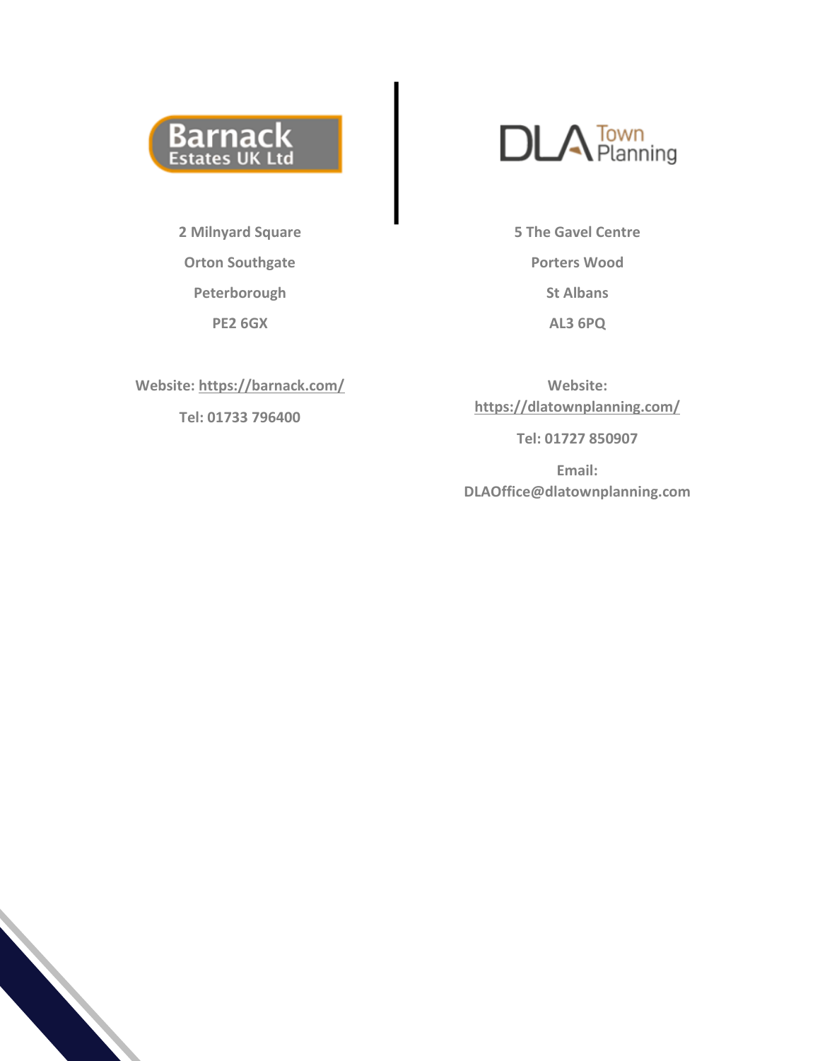Barnack Estates UK Ltd

2 Milnyard Square

Orton Southgate

Peterborough

PE2 6GX

Website: https://barnack.com/

Tel: 01733 796400

DLA Town Planning

5 The Gavel Centre

Porters Wood

St Albans

AL3 6PQ

Website: https://dlatownplanning.com/

Tel: 01727 850907

Email: DLAOffice@dlatownplanning.com